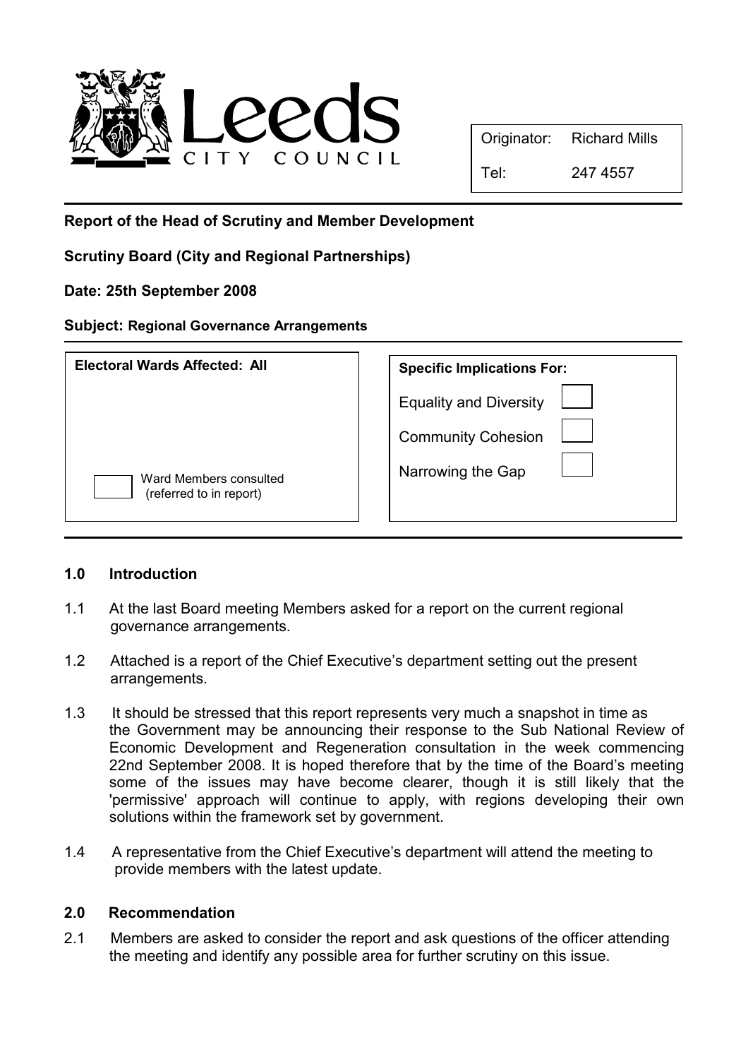Leeds CITY COUNCIL

| Originator: | Richard Mills |
|---|---|
| Tel: | 247 4557 |

**Report of the Head of Scrutiny and Member Development**

**Scrutiny Board (City and Regional Partnerships)**

**Date: 25th September 2008**

**Subject: Regional Governance Arrangements**

| **Electoral Wards Affected: All** | **Specific Implications For:** |
|---|---|
| | Equality and Diversity ☐ |
| | Community Cohesion ☐ |
| ☐ Ward Members consulted (referred to in report) | Narrowing the Gap ☐ |

## 1.0 Introduction

1.1 At the last Board meeting Members asked for a report on the current regional governance arrangements.

1.2 Attached is a report of the Chief Executive's department setting out the present arrangements.

1.3 It should be stressed that this report represents very much a snapshot in time as the Government may be announcing their response to the Sub National Review of Economic Development and Regeneration consultation in the week commencing 22nd September 2008. It is hoped therefore that by the time of the Board's meeting some of the issues may have become clearer, though it is still likely that the 'permissive' approach will continue to apply, with regions developing their own solutions within the framework set by government.

1.4 A representative from the Chief Executive's department will attend the meeting to provide members with the latest update.

## 2.0 Recommendation

2.1 Members are asked to consider the report and ask questions of the officer attending the meeting and identify any possible area for further scrutiny on this issue.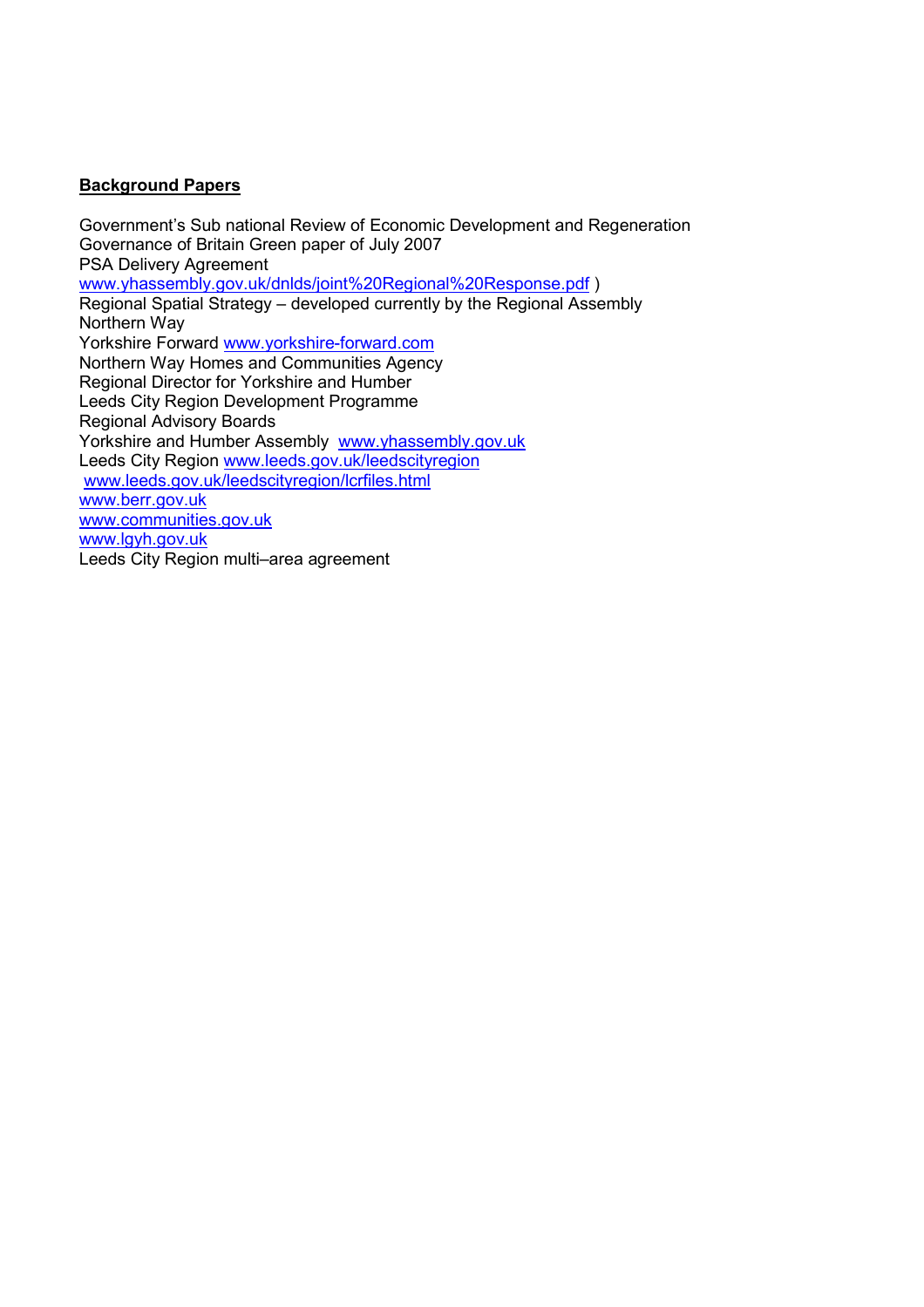**Background Papers**

Government's Sub national Review of Economic Development and Regeneration
Governance of Britain Green paper of July 2007
PSA Delivery Agreement
www.yhassembly.gov.uk/dnlds/joint%20Regional%20Response.pdf )
Regional Spatial Strategy – developed currently by the Regional Assembly
Northern Way
Yorkshire Forward www.yorkshire-forward.com
Northern Way Homes and Communities Agency
Regional Director for Yorkshire and Humber
Leeds City Region Development Programme
Regional Advisory Boards
Yorkshire and Humber Assembly www.yhassembly.gov.uk
Leeds City Region www.leeds.gov.uk/leedscityregion
www.leeds.gov.uk/leedscityregion/lcrfiles.html
www.berr.gov.uk
www.communities.gov.uk
www.lgyh.gov.uk
Leeds City Region multi–area agreement